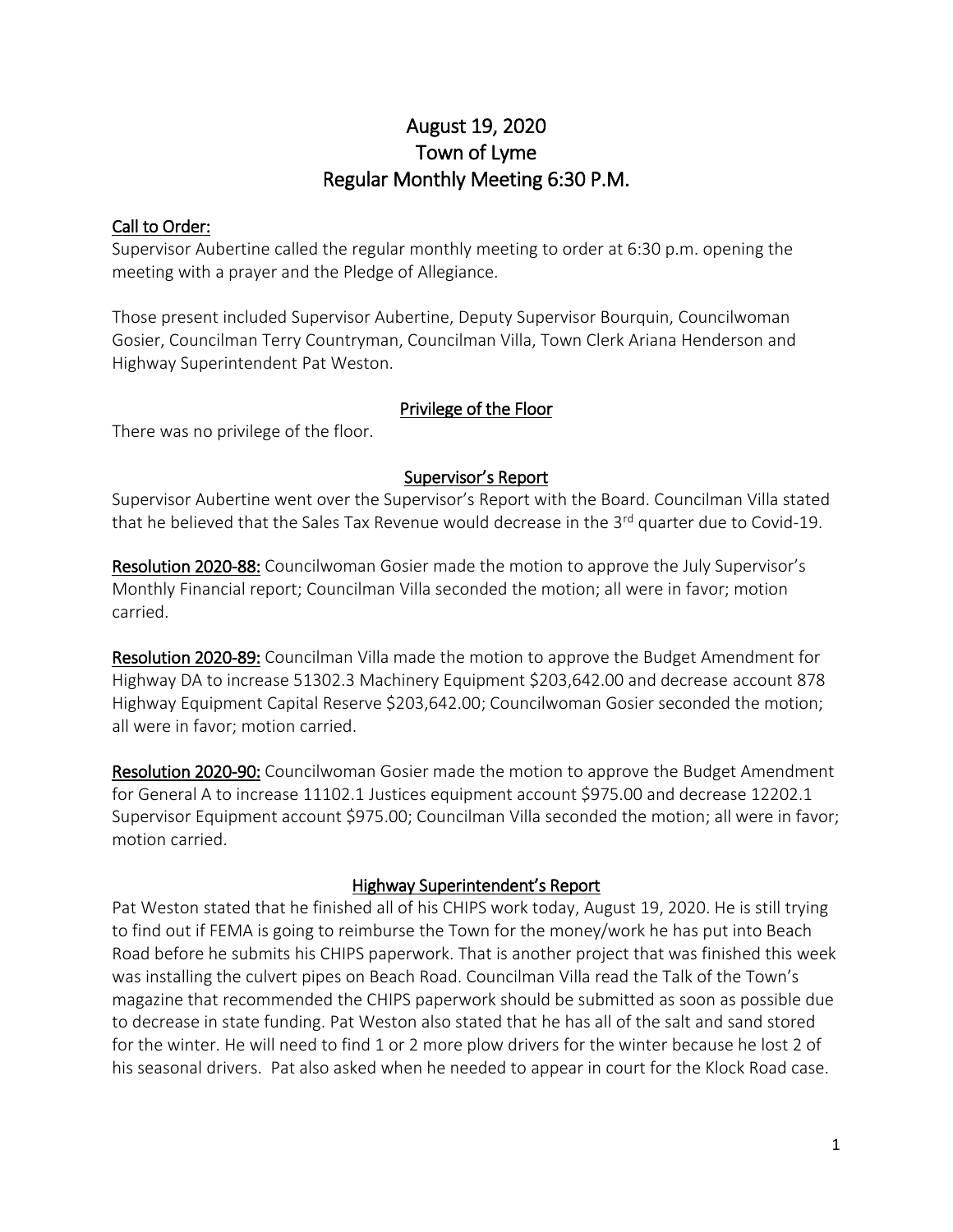# August 19, 2020
# Town of Lyme
# Regular Monthly Meeting 6:30 P.M.

## Call to Order:

Supervisor Aubertine called the regular monthly meeting to order at 6:30 p.m. opening the meeting with a prayer and the Pledge of Allegiance.

Those present included Supervisor Aubertine, Deputy Supervisor Bourquin, Councilwoman Gosier, Councilman Terry Countryman, Councilman Villa, Town Clerk Ariana Henderson and Highway Superintendent Pat Weston.

## Privilege of the Floor

There was no privilege of the floor.

## Supervisor's Report

Supervisor Aubertine went over the Supervisor's Report with the Board. Councilman Villa stated that he believed that the Sales Tax Revenue would decrease in the 3rd quarter due to Covid-19.

**Resolution 2020-88:** Councilwoman Gosier made the motion to approve the July Supervisor's Monthly Financial report; Councilman Villa seconded the motion; all were in favor; motion carried.

**Resolution 2020-89:** Councilman Villa made the motion to approve the Budget Amendment for Highway DA to increase 51302.3 Machinery Equipment $203,642.00 and decrease account 878 Highway Equipment Capital Reserve $203,642.00; Councilwoman Gosier seconded the motion; all were in favor; motion carried.

**Resolution 2020-90:** Councilwoman Gosier made the motion to approve the Budget Amendment for General A to increase 11102.1 Justices equipment account $975.00 and decrease 12202.1 Supervisor Equipment account $975.00; Councilman Villa seconded the motion; all were in favor; motion carried.

## Highway Superintendent's Report

Pat Weston stated that he finished all of his CHIPS work today, August 19, 2020. He is still trying to find out if FEMA is going to reimburse the Town for the money/work he has put into Beach Road before he submits his CHIPS paperwork. That is another project that was finished this week was installing the culvert pipes on Beach Road. Councilman Villa read the Talk of the Town's magazine that recommended the CHIPS paperwork should be submitted as soon as possible due to decrease in state funding. Pat Weston also stated that he has all of the salt and sand stored for the winter. He will need to find 1 or 2 more plow drivers for the winter because he lost 2 of his seasonal drivers. Pat also asked when he needed to appear in court for the Klock Road case.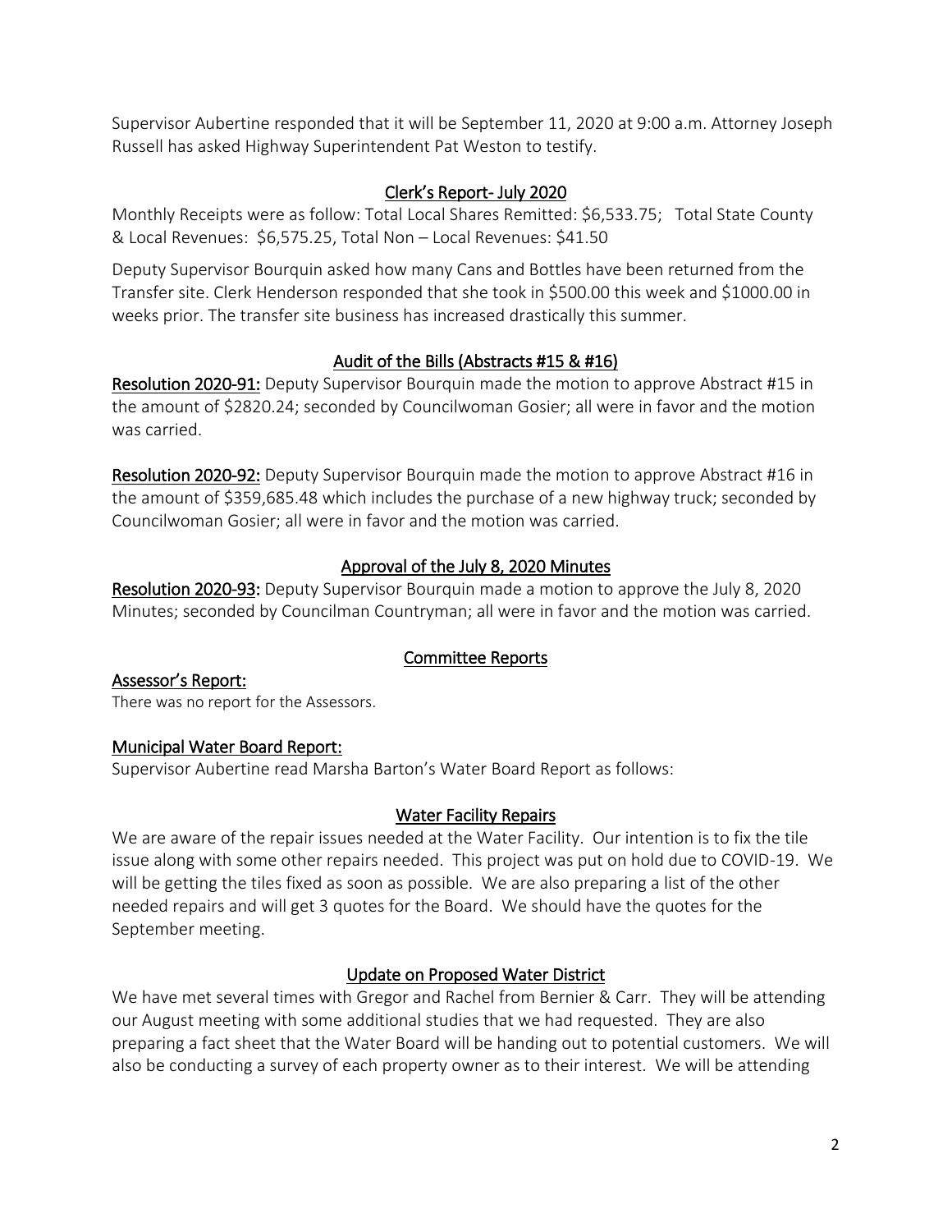Supervisor Aubertine responded that it will be September 11, 2020 at 9:00 a.m. Attorney Joseph Russell has asked Highway Superintendent Pat Weston to testify.

## Clerk's Report- July 2020

Monthly Receipts were as follow: Total Local Shares Remitted: $6,533.75; Total State County & Local Revenues: $6,575.25, Total Non – Local Revenues: $41.50

Deputy Supervisor Bourquin asked how many Cans and Bottles have been returned from the Transfer site. Clerk Henderson responded that she took in $500.00 this week and $1000.00 in weeks prior. The transfer site business has increased drastically this summer.

## Audit of the Bills (Abstracts #15 & #16)

**Resolution 2020-91:** Deputy Supervisor Bourquin made the motion to approve Abstract #15 in the amount of $2820.24; seconded by Councilwoman Gosier; all were in favor and the motion was carried.

**Resolution 2020-92:** Deputy Supervisor Bourquin made the motion to approve Abstract #16 in the amount of $359,685.48 which includes the purchase of a new highway truck; seconded by Councilwoman Gosier; all were in favor and the motion was carried.

## Approval of the July 8, 2020 Minutes

**Resolution 2020-93:** Deputy Supervisor Bourquin made a motion to approve the July 8, 2020 Minutes; seconded by Councilman Countryman; all were in favor and the motion was carried.

## Committee Reports

### Assessor's Report:

There was no report for the Assessors.

### Municipal Water Board Report:

Supervisor Aubertine read Marsha Barton's Water Board Report as follows:

## Water Facility Repairs

We are aware of the repair issues needed at the Water Facility. Our intention is to fix the tile issue along with some other repairs needed. This project was put on hold due to COVID-19. We will be getting the tiles fixed as soon as possible. We are also preparing a list of the other needed repairs and will get 3 quotes for the Board. We should have the quotes for the September meeting.

## Update on Proposed Water District

We have met several times with Gregor and Rachel from Bernier & Carr. They will be attending our August meeting with some additional studies that we had requested. They are also preparing a fact sheet that the Water Board will be handing out to potential customers. We will also be conducting a survey of each property owner as to their interest. We will be attending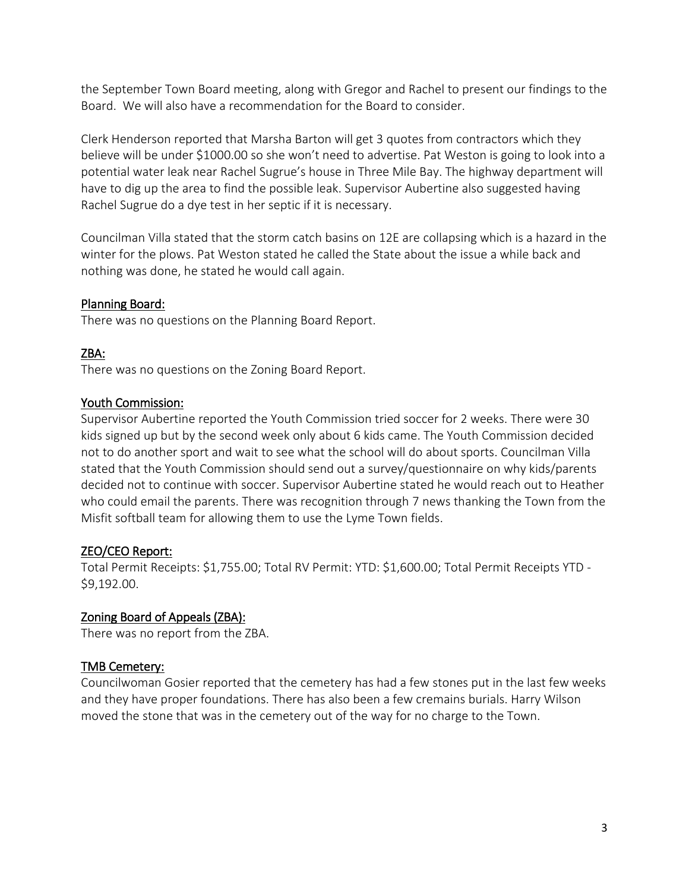the September Town Board meeting, along with Gregor and Rachel to present our findings to the Board. We will also have a recommendation for the Board to consider.

Clerk Henderson reported that Marsha Barton will get 3 quotes from contractors which they believe will be under $1000.00 so she won't need to advertise. Pat Weston is going to look into a potential water leak near Rachel Sugrue's house in Three Mile Bay. The highway department will have to dig up the area to find the possible leak. Supervisor Aubertine also suggested having Rachel Sugrue do a dye test in her septic if it is necessary.

Councilman Villa stated that the storm catch basins on 12E are collapsing which is a hazard in the winter for the plows. Pat Weston stated he called the State about the issue a while back and nothing was done, he stated he would call again.

## Planning Board:

There was no questions on the Planning Board Report.

## ZBA:

There was no questions on the Zoning Board Report.

## Youth Commission:

Supervisor Aubertine reported the Youth Commission tried soccer for 2 weeks. There were 30 kids signed up but by the second week only about 6 kids came. The Youth Commission decided not to do another sport and wait to see what the school will do about sports. Councilman Villa stated that the Youth Commission should send out a survey/questionnaire on why kids/parents decided not to continue with soccer. Supervisor Aubertine stated he would reach out to Heather who could email the parents. There was recognition through 7 news thanking the Town from the Misfit softball team for allowing them to use the Lyme Town fields.

## ZEO/CEO Report:

Total Permit Receipts: $1,755.00; Total RV Permit: YTD: $1,600.00; Total Permit Receipts YTD - $9,192.00.

## Zoning Board of Appeals (ZBA):

There was no report from the ZBA.

## TMB Cemetery:

Councilwoman Gosier reported that the cemetery has had a few stones put in the last few weeks and they have proper foundations. There has also been a few cremains burials. Harry Wilson moved the stone that was in the cemetery out of the way for no charge to the Town.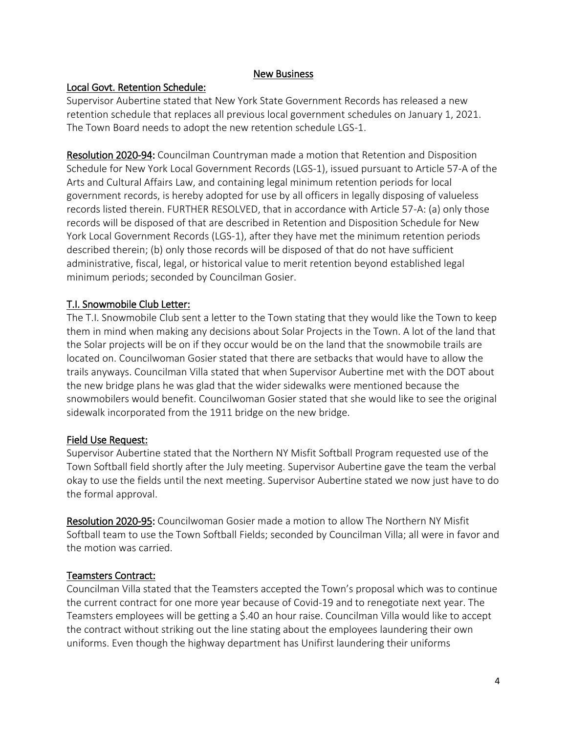## New Business

### Local Govt. Retention Schedule:

Supervisor Aubertine stated that New York State Government Records has released a new retention schedule that replaces all previous local government schedules on January 1, 2021. The Town Board needs to adopt the new retention schedule LGS-1.

**Resolution 2020-94:** Councilman Countryman made a motion that Retention and Disposition Schedule for New York Local Government Records (LGS-1), issued pursuant to Article 57-A of the Arts and Cultural Affairs Law, and containing legal minimum retention periods for local government records, is hereby adopted for use by all officers in legally disposing of valueless records listed therein. FURTHER RESOLVED, that in accordance with Article 57-A: (a) only those records will be disposed of that are described in Retention and Disposition Schedule for New York Local Government Records (LGS-1), after they have met the minimum retention periods described therein; (b) only those records will be disposed of that do not have sufficient administrative, fiscal, legal, or historical value to merit retention beyond established legal minimum periods; seconded by Councilman Gosier.

### T.I. Snowmobile Club Letter:

The T.I. Snowmobile Club sent a letter to the Town stating that they would like the Town to keep them in mind when making any decisions about Solar Projects in the Town. A lot of the land that the Solar projects will be on if they occur would be on the land that the snowmobile trails are located on. Councilwoman Gosier stated that there are setbacks that would have to allow the trails anyways. Councilman Villa stated that when Supervisor Aubertine met with the DOT about the new bridge plans he was glad that the wider sidewalks were mentioned because the snowmobilers would benefit. Councilwoman Gosier stated that she would like to see the original sidewalk incorporated from the 1911 bridge on the new bridge.

### Field Use Request:

Supervisor Aubertine stated that the Northern NY Misfit Softball Program requested use of the Town Softball field shortly after the July meeting. Supervisor Aubertine gave the team the verbal okay to use the fields until the next meeting. Supervisor Aubertine stated we now just have to do the formal approval.

**Resolution 2020-95:** Councilwoman Gosier made a motion to allow The Northern NY Misfit Softball team to use the Town Softball Fields; seconded by Councilman Villa; all were in favor and the motion was carried.

### Teamsters Contract:

Councilman Villa stated that the Teamsters accepted the Town's proposal which was to continue the current contract for one more year because of Covid-19 and to renegotiate next year. The Teamsters employees will be getting a $.40 an hour raise. Councilman Villa would like to accept the contract without striking out the line stating about the employees laundering their own uniforms. Even though the highway department has Unifirst laundering their uniforms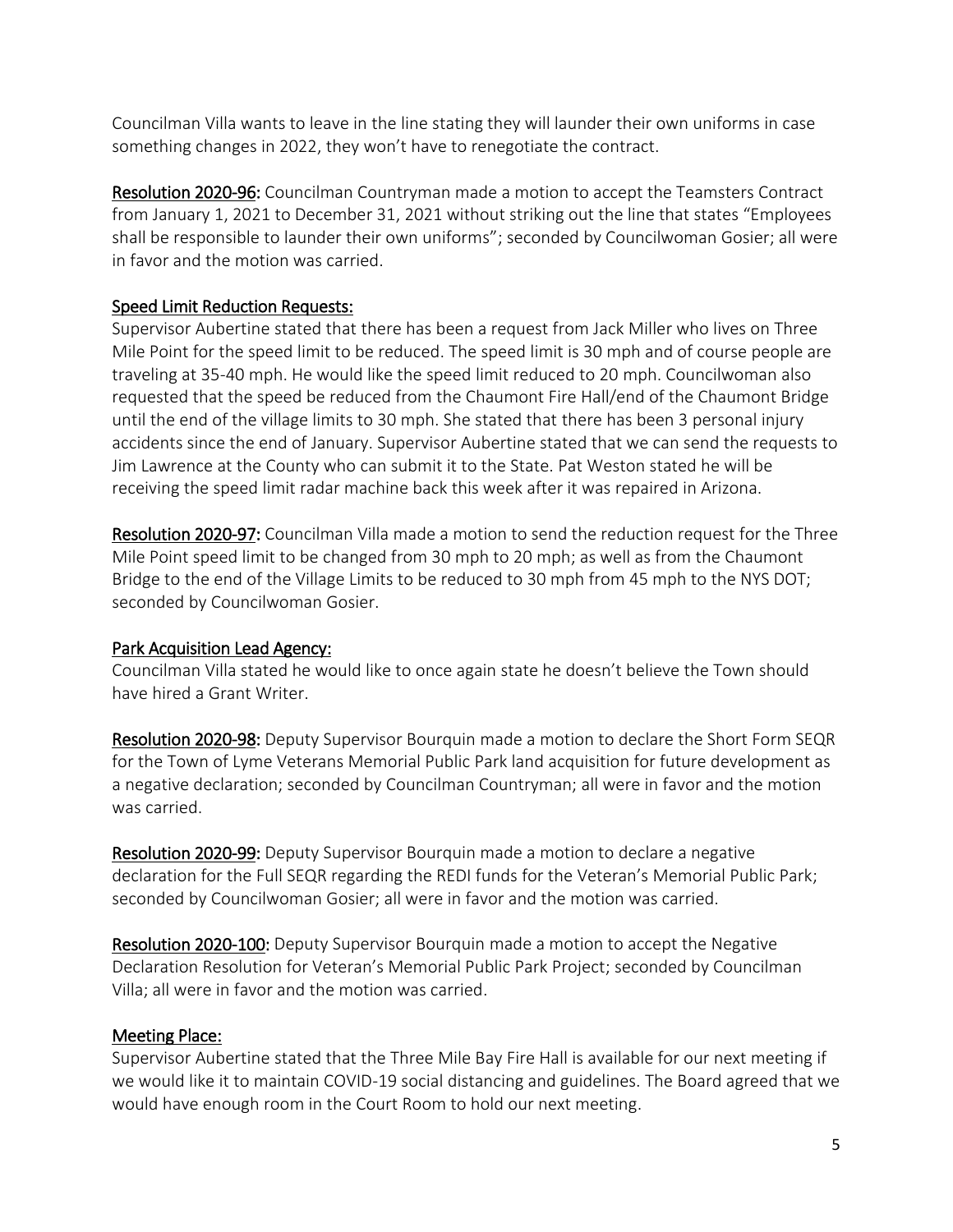Councilman Villa wants to leave in the line stating they will launder their own uniforms in case something changes in 2022, they won't have to renegotiate the contract.

**Resolution 2020-96:** Councilman Countryman made a motion to accept the Teamsters Contract from January 1, 2021 to December 31, 2021 without striking out the line that states "Employees shall be responsible to launder their own uniforms"; seconded by Councilwoman Gosier; all were in favor and the motion was carried.

## Speed Limit Reduction Requests:

Supervisor Aubertine stated that there has been a request from Jack Miller who lives on Three Mile Point for the speed limit to be reduced. The speed limit is 30 mph and of course people are traveling at 35-40 mph. He would like the speed limit reduced to 20 mph. Councilwoman also requested that the speed be reduced from the Chaumont Fire Hall/end of the Chaumont Bridge until the end of the village limits to 30 mph. She stated that there has been 3 personal injury accidents since the end of January. Supervisor Aubertine stated that we can send the requests to Jim Lawrence at the County who can submit it to the State. Pat Weston stated he will be receiving the speed limit radar machine back this week after it was repaired in Arizona.

**Resolution 2020-97:** Councilman Villa made a motion to send the reduction request for the Three Mile Point speed limit to be changed from 30 mph to 20 mph; as well as from the Chaumont Bridge to the end of the Village Limits to be reduced to 30 mph from 45 mph to the NYS DOT; seconded by Councilwoman Gosier.

## Park Acquisition Lead Agency:

Councilman Villa stated he would like to once again state he doesn't believe the Town should have hired a Grant Writer.

**Resolution 2020-98:** Deputy Supervisor Bourquin made a motion to declare the Short Form SEQR for the Town of Lyme Veterans Memorial Public Park land acquisition for future development as a negative declaration; seconded by Councilman Countryman; all were in favor and the motion was carried.

**Resolution 2020-99:** Deputy Supervisor Bourquin made a motion to declare a negative declaration for the Full SEQR regarding the REDI funds for the Veteran's Memorial Public Park; seconded by Councilwoman Gosier; all were in favor and the motion was carried.

**Resolution 2020-100:** Deputy Supervisor Bourquin made a motion to accept the Negative Declaration Resolution for Veteran's Memorial Public Park Project; seconded by Councilman Villa; all were in favor and the motion was carried.

## Meeting Place:

Supervisor Aubertine stated that the Three Mile Bay Fire Hall is available for our next meeting if we would like it to maintain COVID-19 social distancing and guidelines. The Board agreed that we would have enough room in the Court Room to hold our next meeting.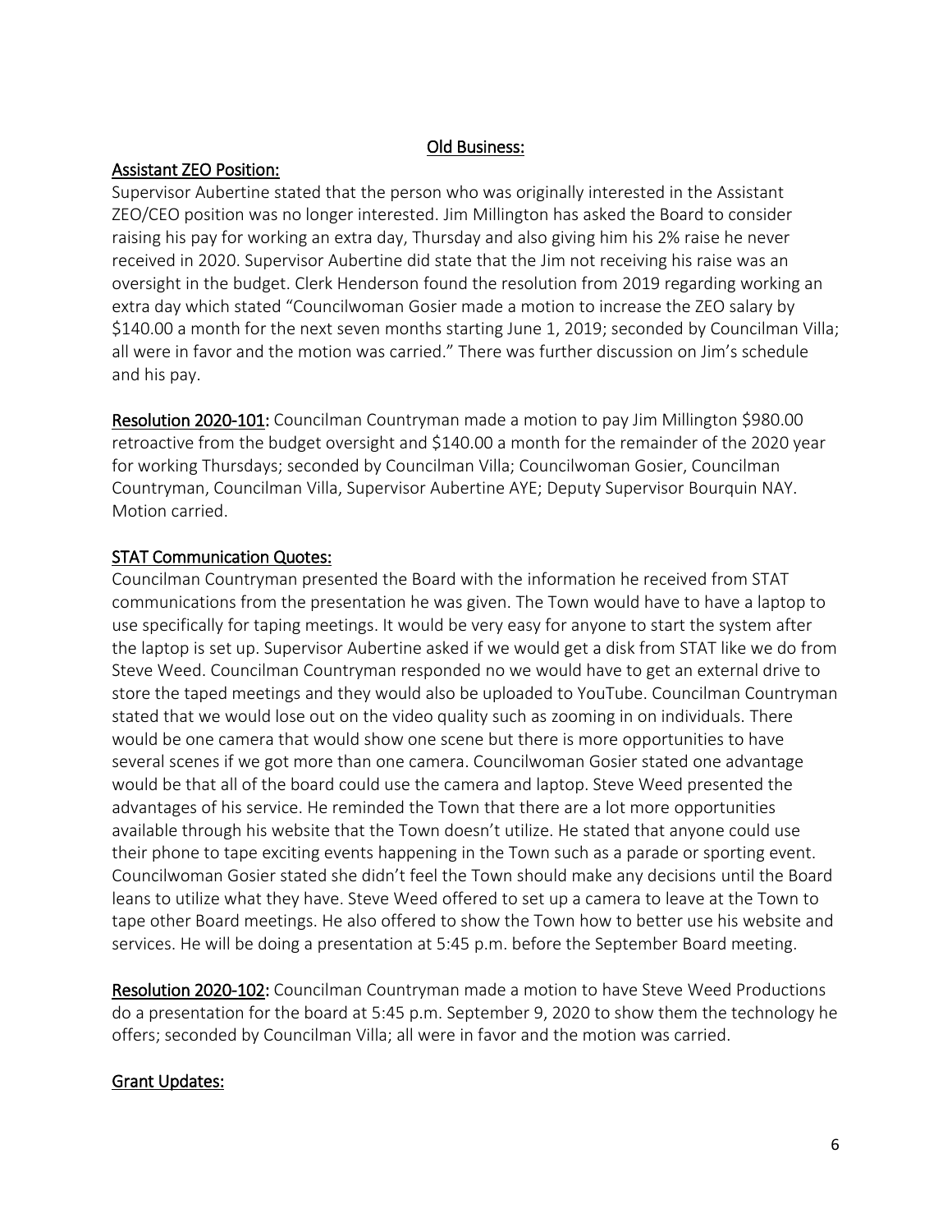## Old Business:

### Assistant ZEO Position:

Supervisor Aubertine stated that the person who was originally interested in the Assistant ZEO/CEO position was no longer interested. Jim Millington has asked the Board to consider raising his pay for working an extra day, Thursday and also giving him his 2% raise he never received in 2020. Supervisor Aubertine did state that the Jim not receiving his raise was an oversight in the budget. Clerk Henderson found the resolution from 2019 regarding working an extra day which stated "Councilwoman Gosier made a motion to increase the ZEO salary by $140.00 a month for the next seven months starting June 1, 2019; seconded by Councilman Villa; all were in favor and the motion was carried." There was further discussion on Jim's schedule and his pay.

**Resolution 2020-101:** Councilman Countryman made a motion to pay Jim Millington $980.00 retroactive from the budget oversight and $140.00 a month for the remainder of the 2020 year for working Thursdays; seconded by Councilman Villa; Councilwoman Gosier, Councilman Countryman, Councilman Villa, Supervisor Aubertine AYE; Deputy Supervisor Bourquin NAY. Motion carried.

### STAT Communication Quotes:

Councilman Countryman presented the Board with the information he received from STAT communications from the presentation he was given. The Town would have to have a laptop to use specifically for taping meetings. It would be very easy for anyone to start the system after the laptop is set up. Supervisor Aubertine asked if we would get a disk from STAT like we do from Steve Weed. Councilman Countryman responded no we would have to get an external drive to store the taped meetings and they would also be uploaded to YouTube. Councilman Countryman stated that we would lose out on the video quality such as zooming in on individuals. There would be one camera that would show one scene but there is more opportunities to have several scenes if we got more than one camera. Councilwoman Gosier stated one advantage would be that all of the board could use the camera and laptop. Steve Weed presented the advantages of his service. He reminded the Town that there are a lot more opportunities available through his website that the Town doesn't utilize. He stated that anyone could use their phone to tape exciting events happening in the Town such as a parade or sporting event. Councilwoman Gosier stated she didn't feel the Town should make any decisions until the Board leans to utilize what they have. Steve Weed offered to set up a camera to leave at the Town to tape other Board meetings. He also offered to show the Town how to better use his website and services. He will be doing a presentation at 5:45 p.m. before the September Board meeting.

**Resolution 2020-102:** Councilman Countryman made a motion to have Steve Weed Productions do a presentation for the board at 5:45 p.m. September 9, 2020 to show them the technology he offers; seconded by Councilman Villa; all were in favor and the motion was carried.

### Grant Updates: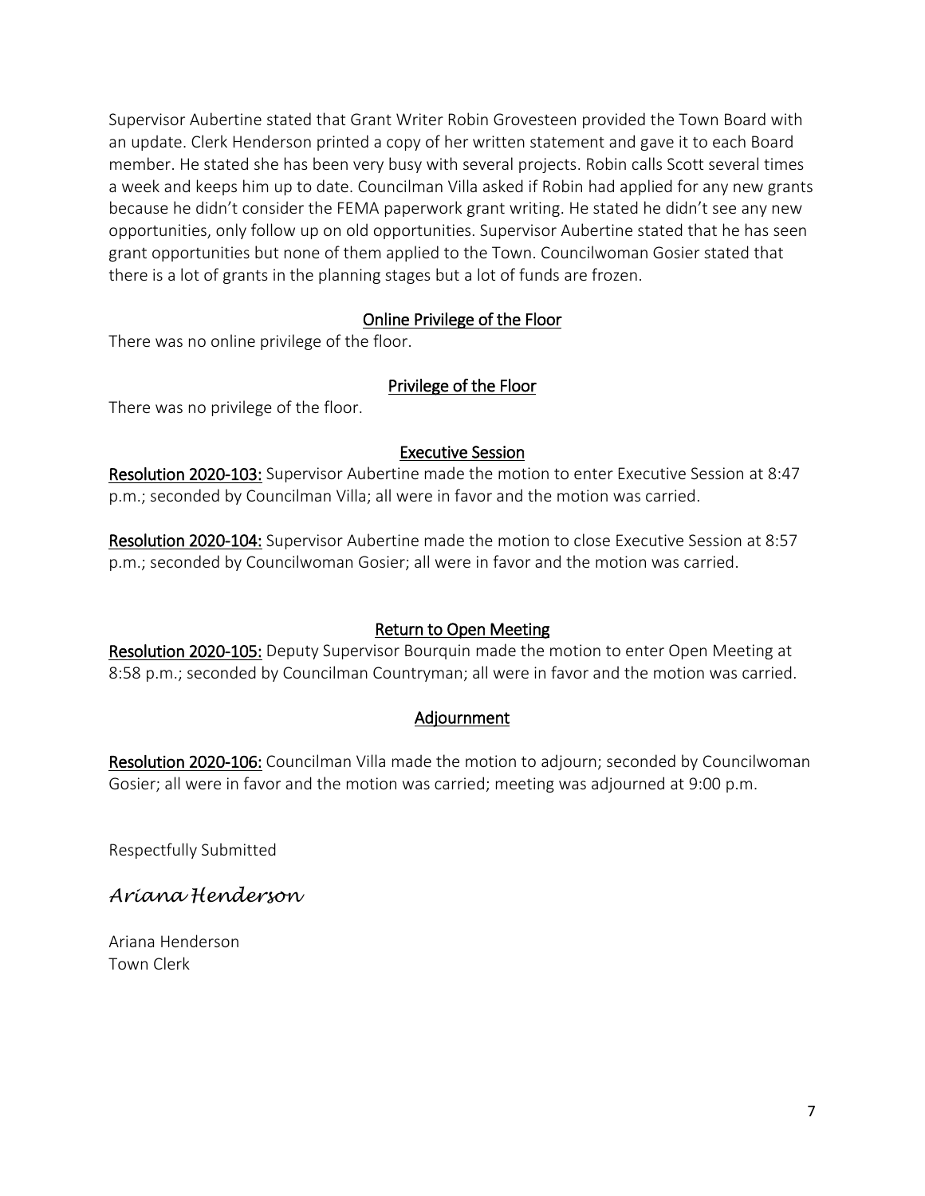Supervisor Aubertine stated that Grant Writer Robin Grovesteen provided the Town Board with an update. Clerk Henderson printed a copy of her written statement and gave it to each Board member. He stated she has been very busy with several projects. Robin calls Scott several times a week and keeps him up to date. Councilman Villa asked if Robin had applied for any new grants because he didn't consider the FEMA paperwork grant writing. He stated he didn't see any new opportunities, only follow up on old opportunities. Supervisor Aubertine stated that he has seen grant opportunities but none of them applied to the Town. Councilwoman Gosier stated that there is a lot of grants in the planning stages but a lot of funds are frozen.

## Online Privilege of the Floor

There was no online privilege of the floor.

## Privilege of the Floor

There was no privilege of the floor.

## Executive Session

**Resolution 2020-103:** Supervisor Aubertine made the motion to enter Executive Session at 8:47 p.m.; seconded by Councilman Villa; all were in favor and the motion was carried.

**Resolution 2020-104:** Supervisor Aubertine made the motion to close Executive Session at 8:57 p.m.; seconded by Councilwoman Gosier; all were in favor and the motion was carried.

## Return to Open Meeting

**Resolution 2020-105:** Deputy Supervisor Bourquin made the motion to enter Open Meeting at 8:58 p.m.; seconded by Councilman Countryman; all were in favor and the motion was carried.

## Adjournment

**Resolution 2020-106:** Councilman Villa made the motion to adjourn; seconded by Councilwoman Gosier; all were in favor and the motion was carried; meeting was adjourned at 9:00 p.m.

Respectfully Submitted

*Ariana Henderson*

Ariana Henderson
Town Clerk